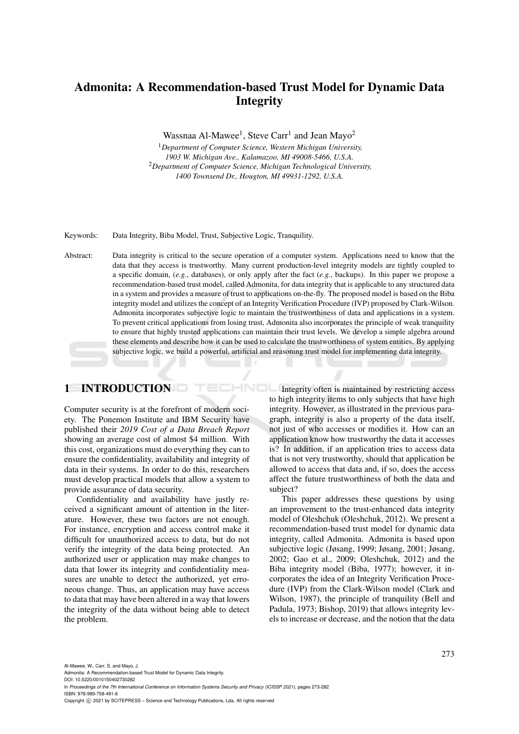# Admonita: A Recommendation-based Trust Model for Dynamic Data Integrity

Wassnaa Al-Mawee[1], Steve Carr[1] and Jean Mayo[2]

[1]*Department of Computer Science, Western Michigan University, 1903 W. Michigan Ave., Kalamazoo, MI 49008-5466, U.S.A.*
[2]*Department of Computer Science, Michigan Technological University, 1400 Townsend Dr., Hougton, MI 49931-1292, U.S.A.*

Keywords: Data Integrity, Biba Model, Trust, Subjective Logic, Tranquility.

Abstract: Data integrity is critical to the secure operation of a computer system. Applications need to know that the data that they access is trustworthy. Many current production-level integrity models are tightly coupled to a specific domain, (*e.g.*, databases), or only apply after the fact (*e.g.*, backups). In this paper we propose a recommendation-based trust model, called Admonita, for data integrity that is applicable to any structured data in a system and provides a measure of trust to applications on-the-fly. The proposed model is based on the Biba integrity model and utilizes the concept of an Integrity Verification Procedure (IVP) proposed by Clark-Wilson. Admonita incorporates subjective logic to maintain the trustworthiness of data and applications in a system. To prevent critical applications from losing trust, Admonita also incorporates the principle of weak tranquility to ensure that highly trusted applications can maintain their trust levels. We develop a simple algebra around these elements and describe how it can be used to calculate the trustworthiness of system entities. By applying subjective logic, we build a powerful, artificial and reasoning trust model for implementing data integrity.

## 1 INTRODUCTION

Computer security is at the forefront of modern society. The Ponemon Institute and IBM Security have published their *2019 Cost of a Data Breach Report* showing an average cost of almost $4 million. With this cost, organizations must do everything they can to ensure the confidentiality, availability and integrity of data in their systems. In order to do this, researchers must develop practical models that allow a system to provide assurance of data security.

Confidentiality and availability have justly received a significant amount of attention in the literature. However, these two factors are not enough. For instance, encryption and access control make it difficult for unauthorized access to data, but do not verify the integrity of the data being protected. An authorized user or application may make changes to data that lower its integrity and confidentiality measures are unable to detect the authorized, yet erroneous change. Thus, an application may have access to data that may have been altered in a way that lowers the integrity of the data without being able to detect the problem.

Integrity often is maintained by restricting access to high integrity items to only subjects that have high integrity. However, as illustrated in the previous paragraph, integrity is also a property of the data itself, not just of who accesses or modifies it. How can an application know how trustworthy the data it accesses is? In addition, if an application tries to access data that is not very trustworthy, should that application be allowed to access that data and, if so, does the access affect the future trustworthiness of both the data and subject?

This paper addresses these questions by using an improvement to the trust-enhanced data integrity model of Oleshchuk (Oleshchuk, 2012). We present a recommendation-based trust model for dynamic data integrity, called Admonita. Admonita is based upon subjective logic (Jøsang, 1999; Jøsang, 2001; Jøsang, 2002; Gao et al., 2009; Oleshchuk, 2012) and the Biba integrity model (Biba, 1977); however, it incorporates the idea of an Integrity Verification Procedure (IVP) from the Clark-Wilson model (Clark and Wilson, 1987), the principle of tranquility (Bell and Padula, 1973; Bishop, 2019) that allows integrity levels to increase or decrease, and the notion that the data

Al-Mawee, W., Carr, S. and Mayo, J.
Admonita: A Recommendation-based Trust Model for Dynamic Data Integrity.
DOI: 10.5220/0010150402730282
In *Proceedings of the 7th International Conference on Information Systems Security and Privacy (ICISSP 2021)*, pages 273-282
ISBN: 978-989-758-491-6
Copyright © 2021 by SCITEPRESS – Science and Technology Publications, Lda. All rights reserved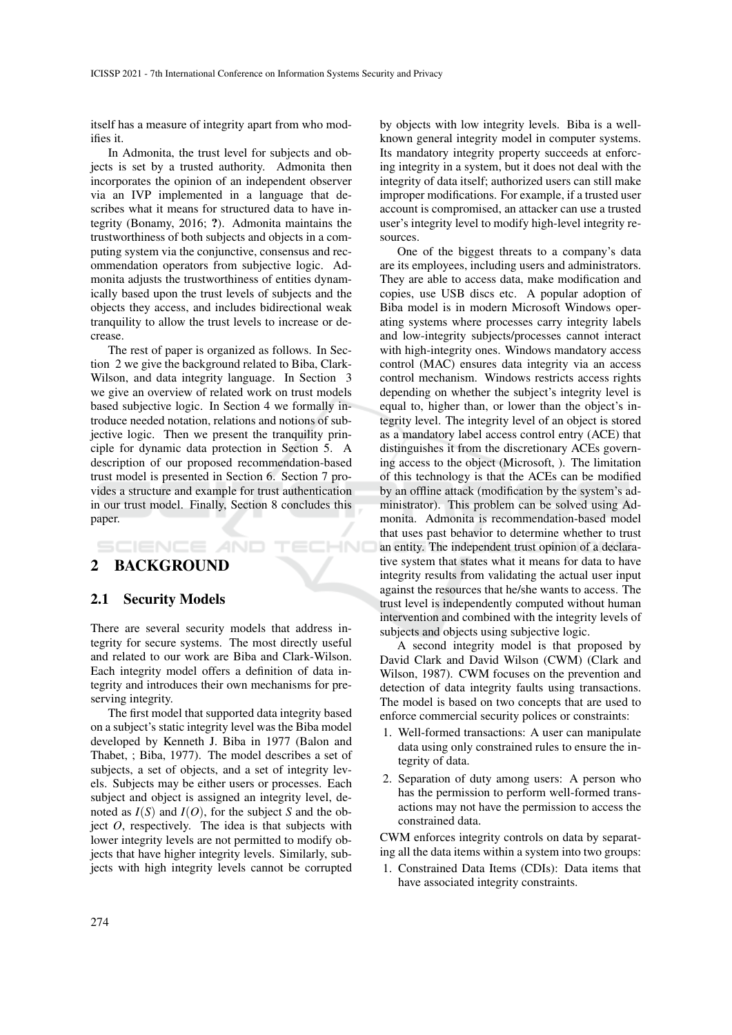itself has a measure of integrity apart from who modifies it.

In Admonita, the trust level for subjects and objects is set by a trusted authority. Admonita then incorporates the opinion of an independent observer via an IVP implemented in a language that describes what it means for structured data to have integrity (Bonamy, 2016; **?**). Admonita maintains the trustworthiness of both subjects and objects in a computing system via the conjunctive, consensus and recommendation operators from subjective logic. Admonita adjusts the trustworthiness of entities dynamically based upon the trust levels of subjects and the objects they access, and includes bidirectional weak tranquility to allow the trust levels to increase or decrease.

The rest of paper is organized as follows. In Section 2 we give the background related to Biba, Clark-Wilson, and data integrity language. In Section 3 we give an overview of related work on trust models based subjective logic. In Section 4 we formally introduce needed notation, relations and notions of subjective logic. Then we present the tranquility principle for dynamic data protection in Section 5. A description of our proposed recommendation-based trust model is presented in Section 6. Section 7 provides a structure and example for trust authentication in our trust model. Finally, Section 8 concludes this paper.

## 2 BACKGROUND

### 2.1 Security Models

There are several security models that address integrity for secure systems. The most directly useful and related to our work are Biba and Clark-Wilson. Each integrity model offers a definition of data integrity and introduces their own mechanisms for preserving integrity.

The first model that supported data integrity based on a subject's static integrity level was the Biba model developed by Kenneth J. Biba in 1977 (Balon and Thabet, ; Biba, 1977). The model describes a set of subjects, a set of objects, and a set of integrity levels. Subjects may be either users or processes. Each subject and object is assigned an integrity level, denoted as $I(S)$ and $I(O)$, for the subject $S$ and the object $O$, respectively. The idea is that subjects with lower integrity levels are not permitted to modify objects that have higher integrity levels. Similarly, subjects with high integrity levels cannot be corrupted by objects with low integrity levels. Biba is a well-known general integrity model in computer systems. Its mandatory integrity property succeeds at enforcing integrity in a system, but it does not deal with the integrity of data itself; authorized users can still make improper modifications. For example, if a trusted user account is compromised, an attacker can use a trusted user's integrity level to modify high-level integrity resources.

One of the biggest threats to a company's data are its employees, including users and administrators. They are able to access data, make modification and copies, use USB discs etc. A popular adoption of Biba model is in modern Microsoft Windows operating systems where processes carry integrity labels and low-integrity subjects/processes cannot interact with high-integrity ones. Windows mandatory access control (MAC) ensures data integrity via an access control mechanism. Windows restricts access rights depending on whether the subject's integrity level is equal to, higher than, or lower than the object's integrity level. The integrity level of an object is stored as a mandatory label access control entry (ACE) that distinguishes it from the discretionary ACEs governing access to the object (Microsoft, ). The limitation of this technology is that the ACEs can be modified by an offline attack (modification by the system's administrator). This problem can be solved using Admonita. Admonita is recommendation-based model that uses past behavior to determine whether to trust an entity. The independent trust opinion of a declarative system that states what it means for data to have integrity results from validating the actual user input against the resources that he/she wants to access. The trust level is independently computed without human intervention and combined with the integrity levels of subjects and objects using subjective logic.

A second integrity model is that proposed by David Clark and David Wilson (CWM) (Clark and Wilson, 1987). CWM focuses on the prevention and detection of data integrity faults using transactions. The model is based on two concepts that are used to enforce commercial security polices or constraints:

1. Well-formed transactions: A user can manipulate data using only constrained rules to ensure the integrity of data.
2. Separation of duty among users: A person who has the permission to perform well-formed transactions may not have the permission to access the constrained data.

CWM enforces integrity controls on data by separating all the data items within a system into two groups:

1. Constrained Data Items (CDIs): Data items that have associated integrity constraints.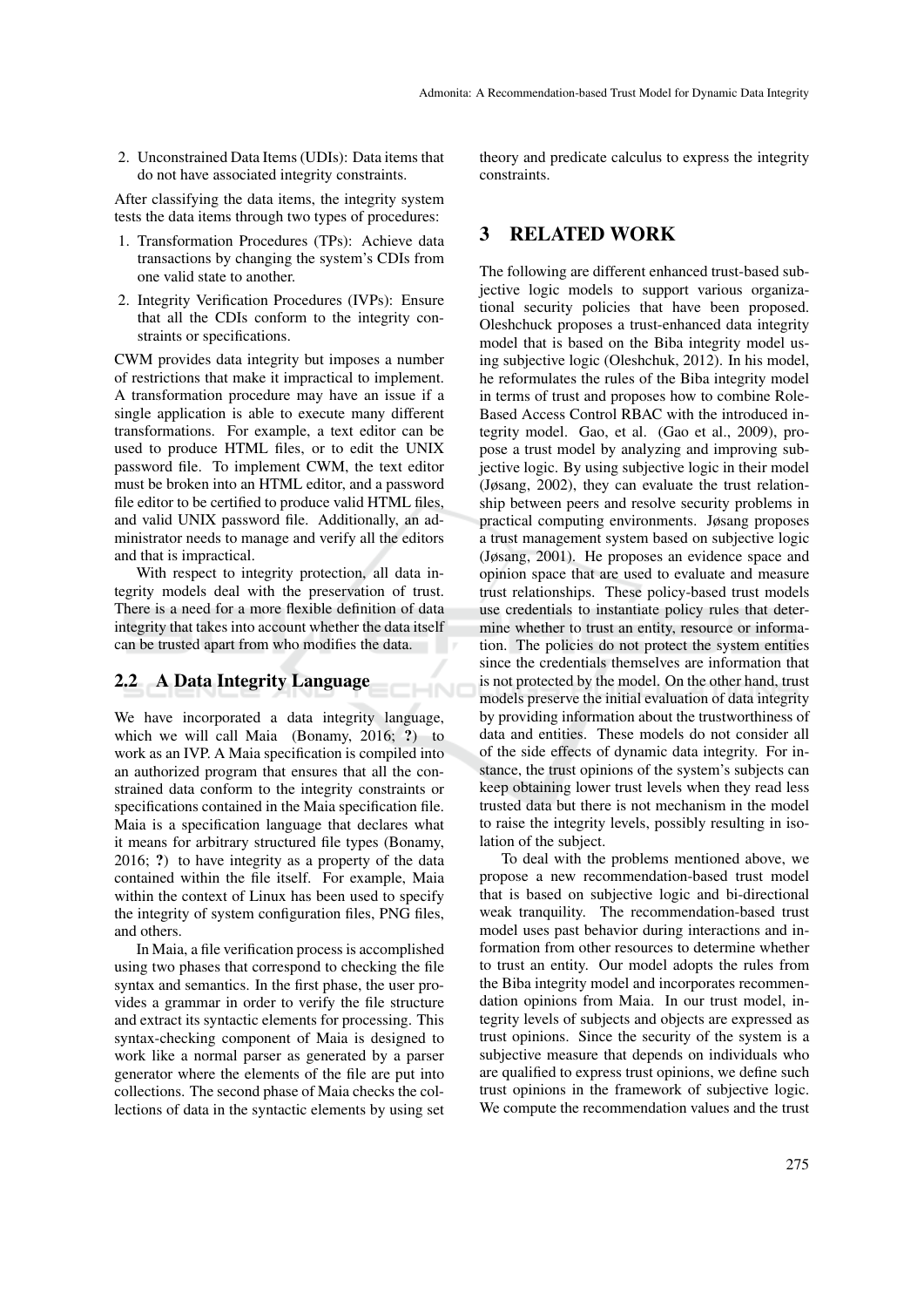2. Unconstrained Data Items (UDIs): Data items that do not have associated integrity constraints.

After classifying the data items, the integrity system tests the data items through two types of procedures:

1. Transformation Procedures (TPs): Achieve data transactions by changing the system's CDIs from one valid state to another.
2. Integrity Verification Procedures (IVPs): Ensure that all the CDIs conform to the integrity constraints or specifications.

CWM provides data integrity but imposes a number of restrictions that make it impractical to implement. A transformation procedure may have an issue if a single application is able to execute many different transformations. For example, a text editor can be used to produce HTML files, or to edit the UNIX password file. To implement CWM, the text editor must be broken into an HTML editor, and a password file editor to be certified to produce valid HTML files, and valid UNIX password file. Additionally, an administrator needs to manage and verify all the editors and that is impractical.

With respect to integrity protection, all data integrity models deal with the preservation of trust. There is a need for a more flexible definition of data integrity that takes into account whether the data itself can be trusted apart from who modifies the data.

## 2.2 A Data Integrity Language

We have incorporated a data integrity language, which we will call Maia (Bonamy, 2016; **?**) to work as an IVP. A Maia specification is compiled into an authorized program that ensures that all the constrained data conform to the integrity constraints or specifications contained in the Maia specification file. Maia is a specification language that declares what it means for arbitrary structured file types (Bonamy, 2016; **?**) to have integrity as a property of the data contained within the file itself. For example, Maia within the context of Linux has been used to specify the integrity of system configuration files, PNG files, and others.

In Maia, a file verification process is accomplished using two phases that correspond to checking the file syntax and semantics. In the first phase, the user provides a grammar in order to verify the file structure and extract its syntactic elements for processing. This syntax-checking component of Maia is designed to work like a normal parser as generated by a parser generator where the elements of the file are put into collections. The second phase of Maia checks the collections of data in the syntactic elements by using set theory and predicate calculus to express the integrity constraints.

# 3 RELATED WORK

The following are different enhanced trust-based subjective logic models to support various organizational security policies that have been proposed. Oleshchuck proposes a trust-enhanced data integrity model that is based on the Biba integrity model using subjective logic (Oleshchuk, 2012). In his model, he reformulates the rules of the Biba integrity model in terms of trust and proposes how to combine Role-Based Access Control RBAC with the introduced integrity model. Gao, et al. (Gao et al., 2009), propose a trust model by analyzing and improving subjective logic. By using subjective logic in their model (Jøsang, 2002), they can evaluate the trust relationship between peers and resolve security problems in practical computing environments. Jøsang proposes a trust management system based on subjective logic (Jøsang, 2001). He proposes an evidence space and opinion space that are used to evaluate and measure trust relationships. These policy-based trust models use credentials to instantiate policy rules that determine whether to trust an entity, resource or information. The policies do not protect the system entities since the credentials themselves are information that is not protected by the model. On the other hand, trust models preserve the initial evaluation of data integrity by providing information about the trustworthiness of data and entities. These models do not consider all of the side effects of dynamic data integrity. For instance, the trust opinions of the system's subjects can keep obtaining lower trust levels when they read less trusted data but there is not mechanism in the model to raise the integrity levels, possibly resulting in isolation of the subject.

To deal with the problems mentioned above, we propose a new recommendation-based trust model that is based on subjective logic and bi-directional weak tranquility. The recommendation-based trust model uses past behavior during interactions and information from other resources to determine whether to trust an entity. Our model adopts the rules from the Biba integrity model and incorporates recommendation opinions from Maia. In our trust model, integrity levels of subjects and objects are expressed as trust opinions. Since the security of the system is a subjective measure that depends on individuals who are qualified to express trust opinions, we define such trust opinions in the framework of subjective logic. We compute the recommendation values and the trust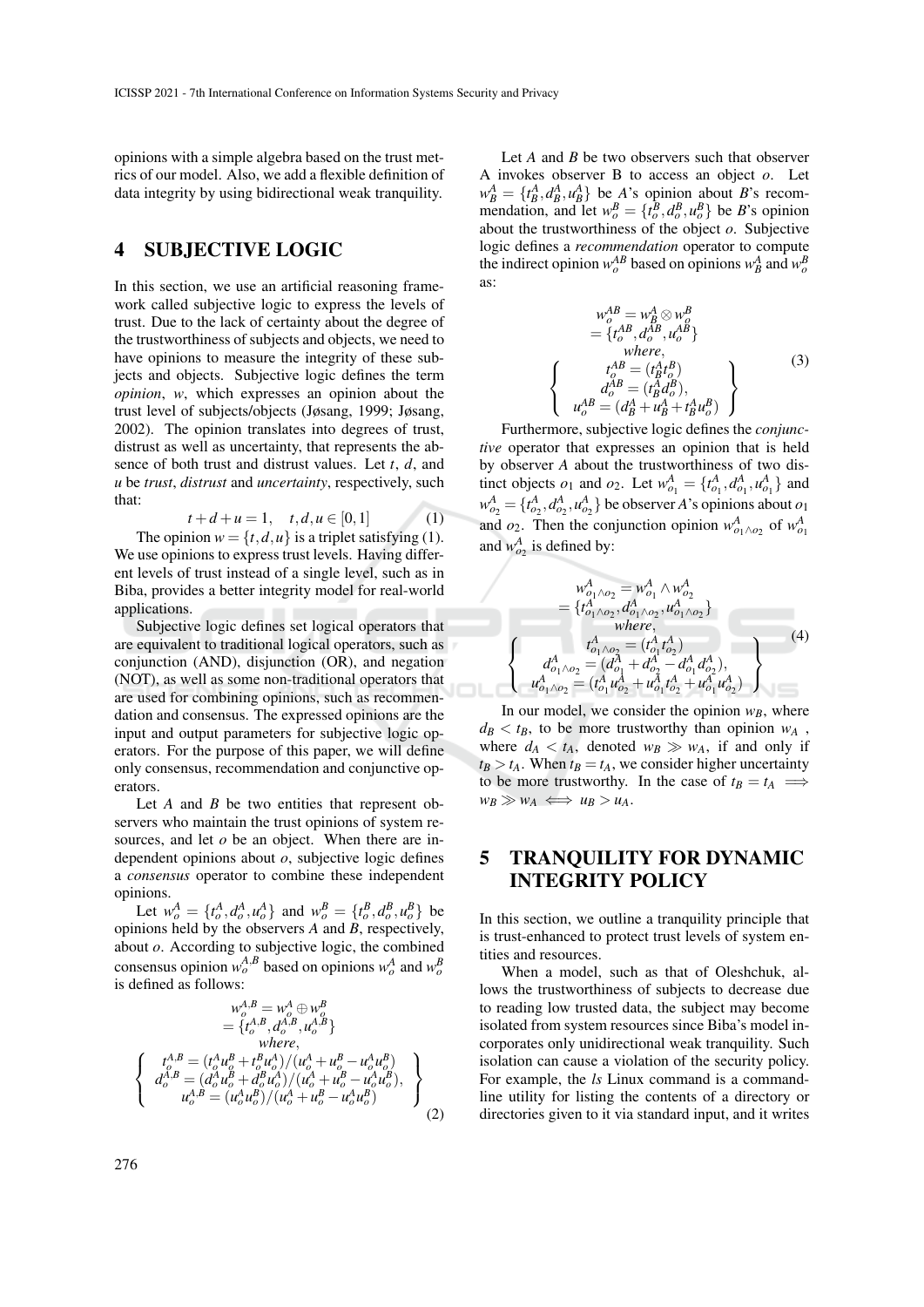opinions with a simple algebra based on the trust metrics of our model. Also, we add a flexible definition of data integrity by using bidirectional weak tranquility.

## 4 SUBJECTIVE LOGIC

In this section, we use an artificial reasoning framework called subjective logic to express the levels of trust. Due to the lack of certainty about the degree of the trustworthiness of subjects and objects, we need to have opinions to measure the integrity of these subjects and objects. Subjective logic defines the term *opinion*, $w$, which expresses an opinion about the trust level of subjects/objects (Jøsang, 1999; Jøsang, 2002). The opinion translates into degrees of trust, distrust as well as uncertainty, that represents the absence of both trust and distrust values. Let $t$, $d$, and $u$ be *trust*, *distrust* and *uncertainty*, respectively, such that:

$$t + d + u = 1, \quad t, d, u \in [0, 1] \tag{1}$$

The opinion $w = \{t, d, u\}$ is a triplet satisfying (1). We use opinions to express trust levels. Having different levels of trust instead of a single level, such as in Biba, provides a better integrity model for real-world applications.

Subjective logic defines set logical operators that are equivalent to traditional logical operators, such as conjunction (AND), disjunction (OR), and negation (NOT), as well as some non-traditional operators that are used for combining opinions, such as recommendation and consensus. The expressed opinions are the input and output parameters for subjective logic operators. For the purpose of this paper, we will define only consensus, recommendation and conjunctive operators.

Let $A$ and $B$ be two entities that represent observers who maintain the trust opinions of system resources, and let $o$ be an object. When there are independent opinions about $o$, subjective logic defines a *consensus* operator to combine these independent opinions.

Let $w_o^A = \{t_o^A, d_o^A, u_o^A\}$ and $w_o^B = \{t_o^B, d_o^B, u_o^B\}$ be opinions held by the observers $A$ and $B$, respectively, about $o$. According to subjective logic, the combined consensus opinion $w_o^{A,B}$ based on opinions $w_o^A$ and $w_o^B$ is defined as follows:

$$\begin{gathered} w_o^{A,B} = w_o^A \oplus w_o^B \\ = \{t_o^{A,B}, d_o^{A,B}, u_o^{A,B}\} \\ where, \\ \left\{ \begin{array}{c} t_o^{A,B} = (t_o^A u_o^B + t_o^B u_o^A)/(u_o^A + u_o^B - u_o^A u_o^B) \\ d_o^{A,B} = (d_o^A u_o^B + d_o^B u_o^A)/(u_o^A + u_o^B - u_o^A u_o^B), \\ u_o^{A,B} = (u_o^A u_o^B)/(u_o^A + u_o^B - u_o^A u_o^B) \end{array} \right\} \end{gathered} \tag{2}$$

Let $A$ and $B$ be two observers such that observer A invokes observer B to access an object $o$. Let $w_B^A = \{t_B^A, d_B^A, u_B^A\}$ be $A$'s opinion about $B$'s recommendation, and let $w_o^B = \{t_o^B, d_o^B, u_o^B\}$ be $B$'s opinion about the trustworthiness of the object $o$. Subjective logic defines a *recommendation* operator to compute the indirect opinion $w_o^{AB}$ based on opinions $w_B^A$ and $w_o^B$ as:

$$\begin{gathered} w_o^{AB} = w_B^A \otimes w_o^B \\ = \{t_o^{AB}, d_o^{AB}, u_o^{AB}\} \\ where, \\ \left\{ \begin{array}{c} t_o^{AB} = (t_B^A t_o^B) \\ d_o^{AB} = (t_B^A d_o^B), \\ u_o^{AB} = (d_B^A + u_B^A + t_B^A u_o^B) \end{array} \right\} \end{gathered} \tag{3}$$

Furthermore, subjective logic defines the *conjunctive* operator that expresses an opinion that is held by observer $A$ about the trustworthiness of two distinct objects $o_1$ and $o_2$. Let $w_{o_1}^A = \{t_{o_1}^A, d_{o_1}^A, u_{o_1}^A\}$ and $w_{o_2}^A = \{t_{o_2}^A, d_{o_2}^A, u_{o_2}^A\}$ be observer $A$'s opinions about $o_1$ and $o_2$. Then the conjunction opinion $w_{o_1 \wedge o_2}^A$ of $w_{o_1}^A$ and $w_{o_2}^A$ is defined by:

$$\begin{gathered} w_{o_1 \wedge o_2}^A = w_{o_1}^A \wedge w_{o_2}^A \\ = \{t_{o_1 \wedge o_2}^A, d_{o_1 \wedge o_2}^A, u_{o_1 \wedge o_2}^A\} \\ where, \\ \left\{ \begin{array}{c} t_{o_1 \wedge o_2}^A = (t_{o_1}^A t_{o_2}^A) \\ d_{o_1 \wedge o_2}^A = (d_{o_1}^A + d_{o_2}^A - d_{o_1}^A d_{o_2}^A), \\ u_{o_1 \wedge o_2}^A = (t_{o_1}^A u_{o_2}^A + u_{o_1}^A t_{o_2}^A + u_{o_1}^A u_{o_2}^A) \end{array} \right\} \end{gathered} \tag{4}$$

In our model, we consider the opinion $w_B$, where $d_B < t_B$, to be more trustworthy than opinion $w_A$, where $d_A < t_A$, denoted $w_B \gg w_A$, if and only if $t_B > t_A$. When $t_B = t_A$, we consider higher uncertainty to be more trustworthy. In the case of $t_B = t_A \implies w_B \gg w_A \iff u_B > u_A$.

## 5 TRANQUILITY FOR DYNAMIC INTEGRITY POLICY

In this section, we outline a tranquility principle that is trust-enhanced to protect trust levels of system entities and resources.

When a model, such as that of Oleshchuk, allows the trustworthiness of subjects to decrease due to reading low trusted data, the subject may become isolated from system resources since Biba's model incorporates only unidirectional weak tranquility. Such isolation can cause a violation of the security policy. For example, the *ls* Linux command is a command-line utility for listing the contents of a directory or directories given to it via standard input, and it writes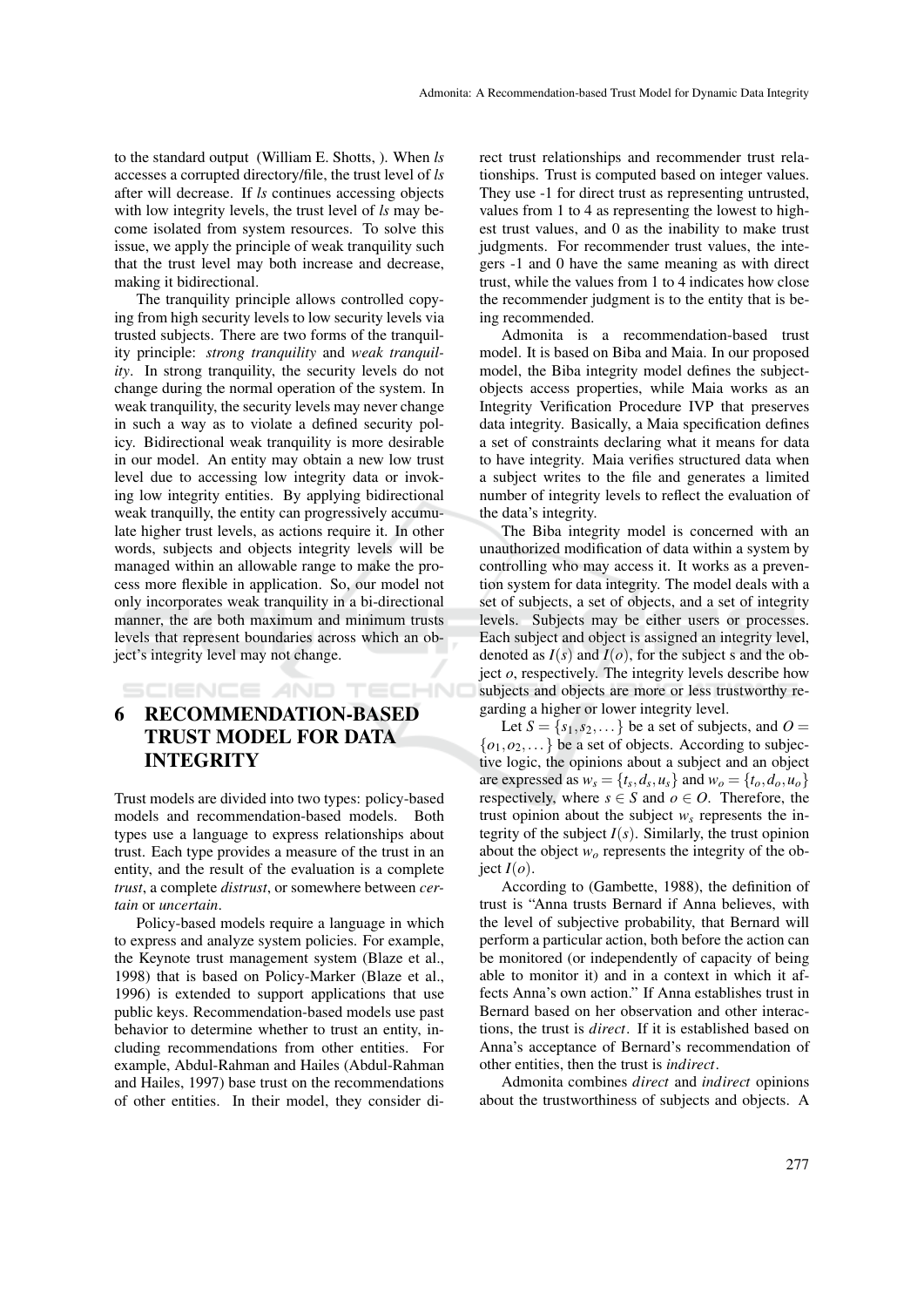to the standard output (William E. Shotts, ). When *ls* accesses a corrupted directory/file, the trust level of *ls* after will decrease. If *ls* continues accessing objects with low integrity levels, the trust level of *ls* may become isolated from system resources. To solve this issue, we apply the principle of weak tranquility such that the trust level may both increase and decrease, making it bidirectional.

The tranquility principle allows controlled copying from high security levels to low security levels via trusted subjects. There are two forms of the tranquility principle: *strong tranquility* and *weak tranquility*. In strong tranquility, the security levels do not change during the normal operation of the system. In weak tranquility, the security levels may never change in such a way as to violate a defined security policy. Bidirectional weak tranquility is more desirable in our model. An entity may obtain a new low trust level due to accessing low integrity data or invoking low integrity entities. By applying bidirectional weak tranquilly, the entity can progressively accumulate higher trust levels, as actions require it. In other words, subjects and objects integrity levels will be managed within an allowable range to make the process more flexible in application. So, our model not only incorporates weak tranquility in a bi-directional manner, the are both maximum and minimum trusts levels that represent boundaries across which an object's integrity level may not change.

# 6 RECOMMENDATION-BASED TRUST MODEL FOR DATA INTEGRITY

Trust models are divided into two types: policy-based models and recommendation-based models. Both types use a language to express relationships about trust. Each type provides a measure of the trust in an entity, and the result of the evaluation is a complete *trust*, a complete *distrust*, or somewhere between *certain* or *uncertain*.

Policy-based models require a language in which to express and analyze system policies. For example, the Keynote trust management system (Blaze et al., 1998) that is based on Policy-Marker (Blaze et al., 1996) is extended to support applications that use public keys. Recommendation-based models use past behavior to determine whether to trust an entity, including recommendations from other entities. For example, Abdul-Rahman and Hailes (Abdul-Rahman and Hailes, 1997) base trust on the recommendations of other entities. In their model, they consider direct trust relationships and recommender trust relationships. Trust is computed based on integer values. They use -1 for direct trust as representing untrusted, values from 1 to 4 as representing the lowest to highest trust values, and 0 as the inability to make trust judgments. For recommender trust values, the integers -1 and 0 have the same meaning as with direct trust, while the values from 1 to 4 indicates how close the recommender judgment is to the entity that is being recommended.

Admonita is a recommendation-based trust model. It is based on Biba and Maia. In our proposed model, the Biba integrity model defines the subject-objects access properties, while Maia works as an Integrity Verification Procedure IVP that preserves data integrity. Basically, a Maia specification defines a set of constraints declaring what it means for data to have integrity. Maia verifies structured data when a subject writes to the file and generates a limited number of integrity levels to reflect the evaluation of the data's integrity.

The Biba integrity model is concerned with an unauthorized modification of data within a system by controlling who may access it. It works as a prevention system for data integrity. The model deals with a set of subjects, a set of objects, and a set of integrity levels. Subjects may be either users or processes. Each subject and object is assigned an integrity level, denoted as $I(s)$ and $I(o)$, for the subject s and the object $o$, respectively. The integrity levels describe how subjects and objects are more or less trustworthy regarding a higher or lower integrity level.

Let $S = \{s_1, s_2, \dots\}$ be a set of subjects, and $O = \{o_1, o_2, \dots\}$ be a set of objects. According to subjective logic, the opinions about a subject and an object are expressed as $w_s = \{t_s, d_s, u_s\}$ and $w_o = \{t_o, d_o, u_o\}$ respectively, where $s \in S$ and $o \in O$. Therefore, the trust opinion about the subject $w_s$ represents the integrity of the subject $I(s)$. Similarly, the trust opinion about the object $w_o$ represents the integrity of the object $I(o)$.

According to (Gambette, 1988), the definition of trust is "Anna trusts Bernard if Anna believes, with the level of subjective probability, that Bernard will perform a particular action, both before the action can be monitored (or independently of capacity of being able to monitor it) and in a context in which it affects Anna's own action." If Anna establishes trust in Bernard based on her observation and other interactions, the trust is *direct*. If it is established based on Anna's acceptance of Bernard's recommendation of other entities, then the trust is *indirect*.

Admonita combines *direct* and *indirect* opinions about the trustworthiness of subjects and objects. A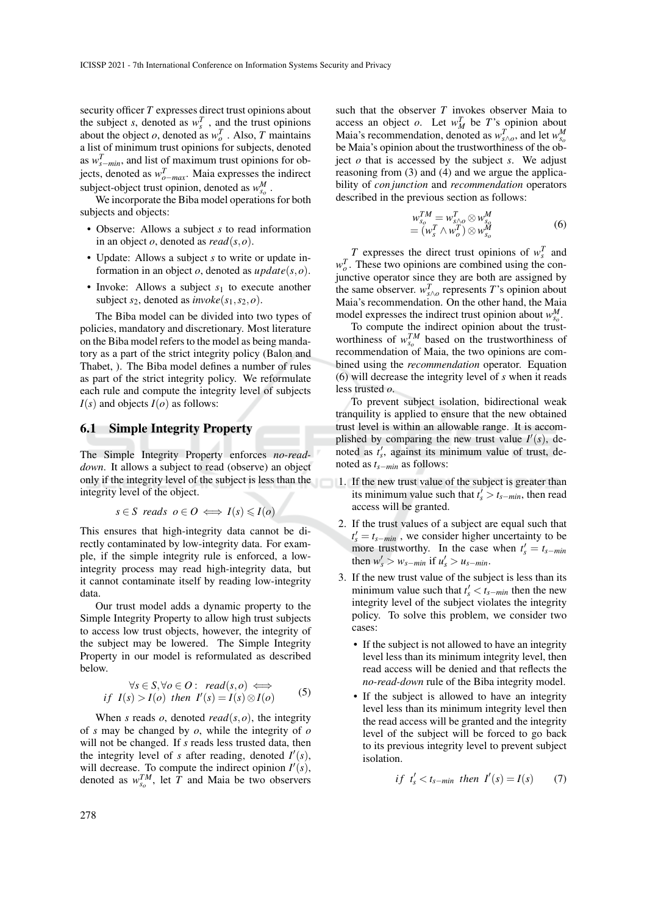security officer $T$ expresses direct trust opinions about the subject $s$, denoted as $w_s^T$ , and the trust opinions about the object $o$, denoted as $w_o^T$ . Also, $T$ maintains a list of minimum trust opinions for subjects, denoted as $w_{s-min}^T$, and list of maximum trust opinions for objects, denoted as $w_{o-max}^T$. Maia expresses the indirect subject-object trust opinion, denoted as $w_{s_o}^M$ .

We incorporate the Biba model operations for both subjects and objects:

- Observe: Allows a subject $s$ to read information in an object $o$, denoted as $read(s,o)$.
- Update: Allows a subject $s$ to write or update information in an object $o$, denoted as $update(s,o)$.
- Invoke: Allows a subject $s_1$ to execute another subject $s_2$, denoted as $invoke(s_1,s_2,o)$.

The Biba model can be divided into two types of policies, mandatory and discretionary. Most literature on the Biba model refers to the model as being mandatory as a part of the strict integrity policy (Balon and Thabet, ). The Biba model defines a number of rules as part of the strict integrity policy. We reformulate each rule and compute the integrity level of subjects $I(s)$ and objects $I(o)$ as follows:

## 6.1 Simple Integrity Property

The Simple Integrity Property enforces *no-read-down*. It allows a subject to read (observe) an object only if the integrity level of the subject is less than the integrity level of the object.

$$s \in S \;\; reads \;\; o \in O \iff I(s) \leqslant I(o)$$

This ensures that high-integrity data cannot be directly contaminated by low-integrity data. For example, if the simple integrity rule is enforced, a low-integrity process may read high-integrity data, but it cannot contaminate itself by reading low-integrity data.

Our trust model adds a dynamic property to the Simple Integrity Property to allow high trust subjects to access low trust objects, however, the integrity of the subject may be lowered. The Simple Integrity Property in our model is reformulated as described below.

$$\begin{aligned} \forall s \in S, \forall o \in O: \;\; read(s,o) \iff \\ if \;\; I(s) > I(o) \;\; then \;\; I'(s) = I(s) \otimes I(o) \end{aligned} \tag{5}$$

When $s$ reads $o$, denoted $read(s,o)$, the integrity of $s$ may be changed by $o$, while the integrity of $o$ will not be changed. If $s$ reads less trusted data, then the integrity level of $s$ after reading, denoted $I'(s)$, will decrease. To compute the indirect opinion $I'(s)$, denoted as $w_{s_o}^{TM}$, let $T$ and Maia be two observers such that the observer $T$ invokes observer Maia to access an object $o$. Let $w_M^T$ be $T$'s opinion about Maia's recommendation, denoted as $w_{s\wedge o}^T$, and let $w_{s_o}^M$ be Maia's opinion about the trustworthiness of the object $o$ that is accessed by the subject $s$. We adjust reasoning from (3) and (4) and we argue the applicability of *conjunction* and *recommendation* operators described in the previous section as follows:

$$\begin{aligned} w_{s_o}^{TM} &= w_{s\wedge o}^T \otimes w_{s_o}^M \\ &= (w_s^T \wedge w_o^T) \otimes w_{s_o}^M \end{aligned} \tag{6}$$

$T$ expresses the direct trust opinions of $w_s^T$ and $w_o^T$. These two opinions are combined using the conjunctive operator since they are both are assigned by the same observer. $w_{s\wedge o}^T$ represents $T$'s opinion about Maia's recommendation. On the other hand, the Maia model expresses the indirect trust opinion about $w_{s_o}^M$.

To compute the indirect opinion about the trustworthiness of $w_{s_o}^{TM}$ based on the trustworthiness of recommendation of Maia, the two opinions are combined using the *recommendation* operator. Equation (6) will decrease the integrity level of $s$ when it reads less trusted $o$.

To prevent subject isolation, bidirectional weak tranquility is applied to ensure that the new obtained trust level is within an allowable range. It is accomplished by comparing the new trust value $I'(s)$, denoted as $t'_s$, against its minimum value of trust, denoted as $t_{s-min}$ as follows:

1. If the new trust value of the subject is greater than its minimum value such that $t'_s > t_{s-min}$, then read access will be granted.
2. If the trust values of a subject are equal such that $t'_s = t_{s-min}$ , we consider higher uncertainty to be more trustworthy. In the case when $t'_s = t_{s-min}$ then $w'_s > w_{s-min}$ if $u'_s > u_{s-min}$.
3. If the new trust value of the subject is less than its minimum value such that $t'_s < t_{s-min}$ then the new integrity level of the subject violates the integrity policy. To solve this problem, we consider two cases:
   - If the subject is not allowed to have an integrity level less than its minimum integrity level, then read access will be denied and that reflects the *no-read-down* rule of the Biba integrity model.
   - If the subject is allowed to have an integrity level less than its minimum integrity level then the read access will be granted and the integrity level of the subject will be forced to go back to its previous integrity level to prevent subject isolation.

$$if \;\; t'_s < t_{s-min} \;\; then \;\; I'(s) = I(s) \tag{7}$$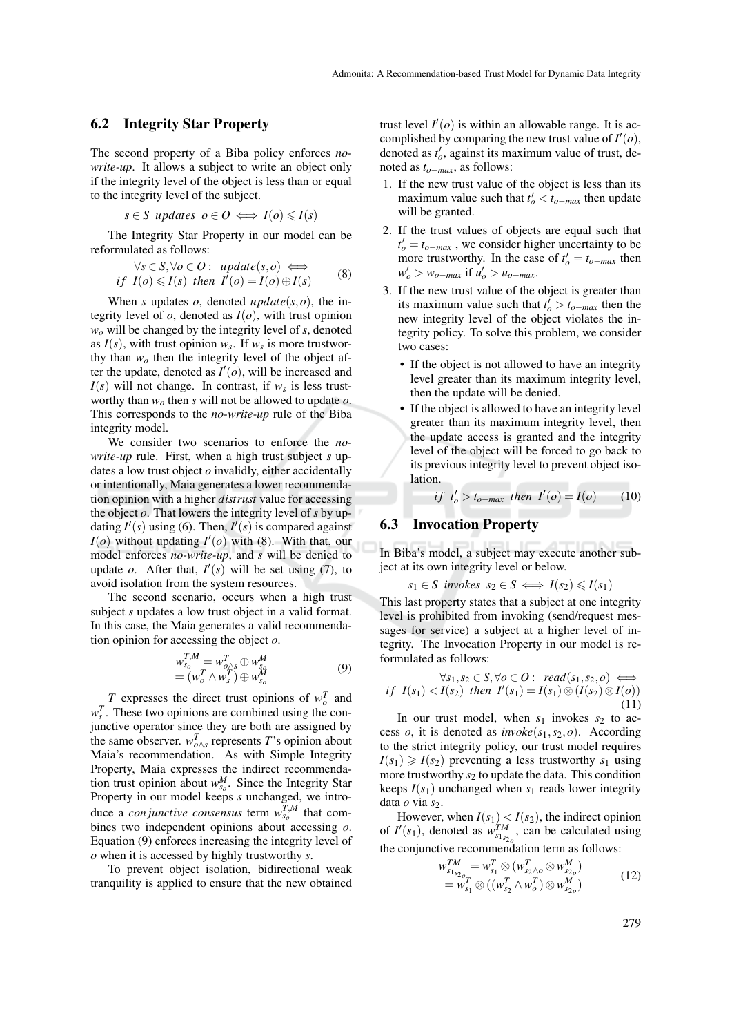### 6.2 Integrity Star Property

The second property of a Biba policy enforces *no-write-up*. It allows a subject to write an object only if the integrity level of the object is less than or equal to the integrity level of the subject.

$$s \in S \ \ updates \ \ o \in O \iff I(o) \leqslant I(s)$$

The Integrity Star Property in our model can be reformulated as follows:

$$\begin{aligned} &\forall s \in S, \forall o \in O: \ \ update(s,o) \iff \\ &if \ \ I(o) \leqslant I(s) \ \ then \ \ I'(o) = I(o) \oplus I(s) \end{aligned} \tag{8}$$

When $s$ updates $o$, denoted $update(s,o)$, the integrity level of $o$, denoted as $I(o)$, with trust opinion $w_o$ will be changed by the integrity level of $s$, denoted as $I(s)$, with trust opinion $w_s$. If $w_s$ is more trustworthy than $w_o$ then the integrity level of the object after the update, denoted as $I'(o)$, will be increased and $I(s)$ will not change. In contrast, if $w_s$ is less trustworthy than $w_o$ then $s$ will not be allowed to update $o$. This corresponds to the *no-write-up* rule of the Biba integrity model.

We consider two scenarios to enforce the *no-write-up* rule. First, when a high trust subject $s$ updates a low trust object $o$ invalidly, either accidentally or intentionally, Maia generates a lower recommendation opinion with a higher *distrust* value for accessing the object $o$. That lowers the integrity level of $s$ by updating $I'(s)$ using (6). Then, $I'(s)$ is compared against $I(o)$ without updating $I'(o)$ with (8). With that, our model enforces *no-write-up*, and $s$ will be denied to update $o$. After that, $I'(s)$ will be set using (7), to avoid isolation from the system resources.

The second scenario, occurs when a high trust subject $s$ updates a low trust object in a valid format. In this case, the Maia generates a valid recommendation opinion for accessing the object $o$.

$$\begin{aligned} w_{s_o}^{T,M} &= w_{o \wedge s}^{T} \oplus w_{s_o}^{M} \\ &= (w_o^T \wedge w_s^T) \oplus w_{s_o}^{M} \end{aligned} \tag{9}$$

$T$ expresses the direct trust opinions of $w_o^T$ and $w_s^T$. These two opinions are combined using the conjunctive operator since they are both are assigned by the same observer. $w_{o \wedge s}^{T}$ represents $T$'s opinion about Maia's recommendation. As with Simple Integrity Property, Maia expresses the indirect recommendation trust opinion about $w_{s_o}^{M}$. Since the Integrity Star Property in our model keeps $s$ unchanged, we introduce a *conjunctive consensus* term $w_{s_o}^{T,M}$ that combines two independent opinions about accessing $o$. Equation (9) enforces increasing the integrity level of $o$ when it is accessed by highly trustworthy $s$.

To prevent object isolation, bidirectional weak tranquility is applied to ensure that the new obtained trust level $I'(o)$ is within an allowable range. It is accomplished by comparing the new trust value of $I'(o)$, denoted as $t'_o$, against its maximum value of trust, denoted as $t_{o-max}$, as follows:

1. If the new trust value of the object is less than its maximum value such that $t'_o < t_{o-max}$ then update will be granted.
2. If the trust values of objects are equal such that $t'_o = t_{o-max}$ , we consider higher uncertainty to be more trustworthy. In the case of $t'_o = t_{o-max}$ then $w'_o > w_{o-max}$ if $u'_o > u_{o-max}$.
3. If the new trust value of the object is greater than its maximum value such that $t'_o > t_{o-max}$ then the new integrity level of the object violates the integrity policy. To solve this problem, we consider two cases:
   - If the object is not allowed to have an integrity level greater than its maximum integrity level, then the update will be denied.
   - If the object is allowed to have an integrity level greater than its maximum integrity level, then the update access is granted and the integrity level of the object will be forced to go back to its previous integrity level to prevent object isolation.

$$if \ \ t'_o > t_{o-max} \ \ then \ \ I'(o) = I(o) \tag{10}$$

### 6.3 Invocation Property

In Biba's model, a subject may execute another subject at its own integrity level or below.

$$s_1 \in S \ \ invokes \ \ s_2 \in S \iff I(s_2) \leqslant I(s_1)$$

This last property states that a subject at one integrity level is prohibited from invoking (send/request messages for service) a subject at a higher level of integrity. The Invocation Property in our model is reformulated as follows:

$$\begin{aligned} &\forall s_1, s_2 \in S, \forall o \in O: \ \ read(s_1,s_2,o) \iff \\ &if \ \ I(s_1) < I(s_2) \ \ then \ \ I'(s_1) = I(s_1) \otimes (I(s_2) \otimes I(o)) \end{aligned} \tag{11}$$

In our trust model, when $s_1$ invokes $s_2$ to access $o$, it is denoted as $invoke(s_1,s_2,o)$. According to the strict integrity policy, our trust model requires $I(s_1) \geqslant I(s_2)$ preventing a less trustworthy $s_1$ using more trustworthy $s_2$ to update the data. This condition keeps $I(s_1)$ unchanged when $s_1$ reads lower integrity data $o$ via $s_2$.

However, when $I(s_1) < I(s_2)$, the indirect opinion of $I'(s_1)$, denoted as $w_{s_{1_{s_{2_o}}}}^{TM}$, can be calculated using the conjunctive recommendation term as follows:

$$\begin{aligned} w_{s_{1_{s_{2_o}}}}^{TM} &= w_{s_1}^{T} \otimes (w_{s_2 \wedge o}^{T} \otimes w_{s_{2_o}}^{M}) \\ &= w_{s_1}^{T} \otimes ((w_{s_2}^{T} \wedge w_o^T) \otimes w_{s_{2_o}}^{M}) \end{aligned} \tag{12}$$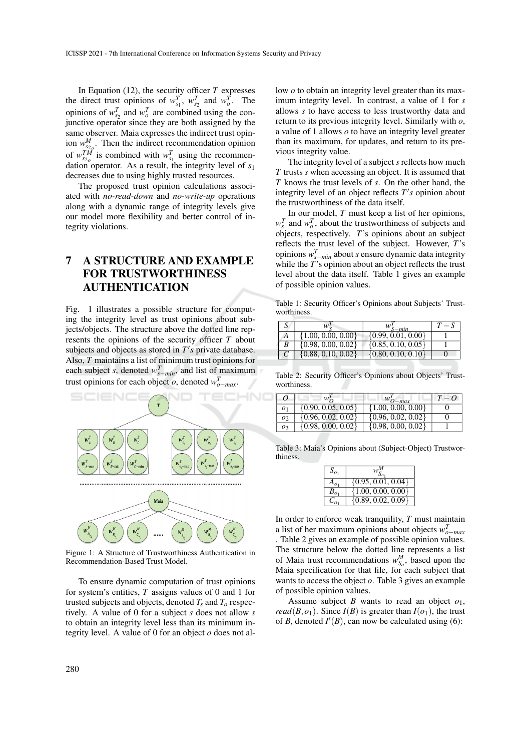In Equation (12), the security officer $T$ expresses the direct trust opinions of $w^T_{s_1}$, $w^T_{s_2}$ and $w^T_o$. The opinions of $w^T_{s_2}$ and $w^T_o$ are combined using the conjunctive operator since they are both assigned by the same observer. Maia expresses the indirect trust opinion $w^M_{s_{2_o}}$. Then the indirect recommendation opinion of $w^{TM}_{s_{2_o}}$ is combined with $w^T_{s_1}$ using the recommendation operator. As a result, the integrity level of $s_1$ decreases due to using highly trusted resources.

The proposed trust opinion calculations associated with *no-read-down* and *no-write-up* operations along with a dynamic range of integrity levels give our model more flexibility and better control of integrity violations.

## 7 A STRUCTURE AND EXAMPLE FOR TRUSTWORTHINESS AUTHENTICATION

Fig. 1 illustrates a possible structure for computing the integrity level as trust opinions about subjects/objects. The structure above the dotted line represents the opinions of the security officer $T$ about subjects and objects as stored in $T's$ private database. Also, $T$ maintains a list of minimum trust opinions for each subject $s$, denoted $w^T_{s-min}$, and list of maximum trust opinions for each object $o$, denoted $w^T_{o-max}$.

Figure 1: A Structure of Trustworthiness Authentication in Recommendation-Based Trust Model.

To ensure dynamic computation of trust opinions for system's entities, $T$ assigns values of 0 and 1 for trusted subjects and objects, denoted $T_s$ and $T_o$ respectively. A value of 0 for a subject $s$ does not allow $s$ to obtain an integrity level less than its minimum integrity level. A value of 0 for an object $o$ does not allow $o$ to obtain an integrity level greater than its maximum integrity level. In contrast, a value of 1 for $s$ allows $s$ to have access to less trustworthy data and return to its previous integrity level. Similarly with $o$, a value of 1 allows $o$ to have an integrity level greater than its maximum, for updates, and return to its previous integrity value.

The integrity level of a subject $s$ reflects how much $T$ trusts $s$ when accessing an object. It is assumed that $T$ knows the trust levels of $s$. On the other hand, the integrity level of an object reflects $T's$ opinion about the trustworthiness of the data itself.

In our model, $T$ must keep a list of her opinions, $w^T_s$ and $w^T_o$, about the trustworthiness of subjects and objects, respectively. $T$'s opinions about an subject reflects the trust level of the subject. However, $T$'s opinions $w^T_{s-min}$ about $s$ ensure dynamic data integrity while the $T$'s opinion about an object reflects the trust level about the data itself. Table 1 gives an example of possible opinion values.

Table 1: Security Officer's Opinions about Subjects' Trustworthiness.

| $S$ | $w^T_S$ | $w^T_{S-min}$ | $T-S$ |
|---|---|---|---|
| $A$ | {1.00, 0.00, 0.00} | {0.99, 0.01, 0.00} | 1 |
| $B$ | {0.98, 0.00, 0.02} | {0.85, 0.10, 0.05} | 1 |
| $C$ | {0.88, 0.10, 0.02} | {0.80, 0.10, 0.10} | 0 |

Table 2: Security Officer's Opinions about Objects' Trustworthiness.

| $O$ | $w^T_O$ | $w^T_{O-max}$ | $T-O$ |
|---|---|---|---|
| $o_1$ | {0.90, 0.05, 0.05} | {1.00, 0.00, 0.00} | 0 |
| $o_2$ | {0.96, 0.02, 0.02} | {0.96, 0.02, 0.02} | 0 |
| $o_3$ | {0.98, 0.00, 0.02} | {0.98, 0.00, 0.02} | 1 |

Table 3: Maia's Opinions about (Subject-Object) Trustworthiness.

| $S_{o_1}$ | $w^M_{S_{o_1}}$ |
|---|---|
| $A_{o_1}$ | {0.95, 0.01, 0.04} |
| $B_{o_1}$ | {1.00, 0.00, 0.00} |
| $C_{o_1}$ | {0.89, 0.02, 0.09} |

In order to enforce weak tranquility, $T$ must maintain a list of her maximum opinions about objects $w^T_{o-max}$. Table 2 gives an example of possible opinion values. The structure below the dotted line represents a list of Maia trust recommendations $w^M_{S_o}$, based upon the Maia specification for that file, for each subject that wants to access the object $o$. Table 3 gives an example of possible opinion values.

Assume subject $B$ wants to read an object $o_1$, $read(B, o_1)$. Since $I(B)$ is greater than $I(o_1)$, the trust of $B$, denoted $I'(B)$, can now be calculated using (6):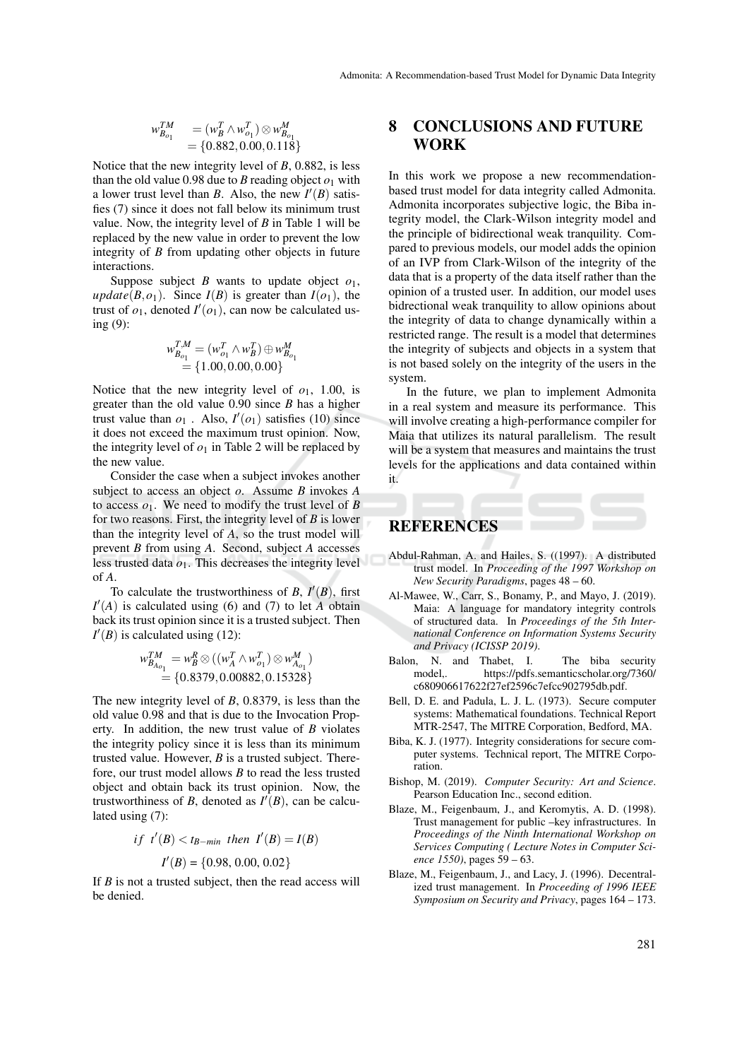$$w^{TM}_{B_{o_1}} = (w^T_B \wedge w^T_{o_1}) \otimes w^M_{B_{o_1}} = \{0.882, 0.00, 0.118\}$$

Notice that the new integrity level of $B$, 0.882, is less than the old value 0.98 due to $B$ reading object $o_1$ with a lower trust level than $B$. Also, the new $I'(B)$ satisfies (7) since it does not fall below its minimum trust value. Now, the integrity level of $B$ in Table 1 will be replaced by the new value in order to prevent the low integrity of $B$ from updating other objects in future interactions.

Suppose subject $B$ wants to update object $o_1$, $update(B, o_1)$. Since $I(B)$ is greater than $I(o_1)$, the trust of $o_1$, denoted $I'(o_1)$, can now be calculated using (9):

$$w^{T,M}_{B_{o_1}} = (w^T_{o_1} \wedge w^T_B) \oplus w^M_{B_{o_1}} = \{1.00, 0.00, 0.00\}$$

Notice that the new integrity level of $o_1$, 1.00, is greater than the old value 0.90 since $B$ has a higher trust value than $o_1$. Also, $I'(o_1)$ satisfies (10) since it does not exceed the maximum trust opinion. Now, the integrity level of $o_1$ in Table 2 will be replaced by the new value.

Consider the case when a subject invokes another subject to access an object $o$. Assume $B$ invokes $A$ to access $o_1$. We need to modify the trust level of $B$ for two reasons. First, the integrity level of $B$ is lower than the integrity level of $A$, so the trust model will prevent $B$ from using $A$. Second, subject $A$ accesses less trusted data $o_1$. This decreases the integrity level of $A$.

To calculate the trustworthiness of $B$, $I'(B)$, first $I'(A)$ is calculated using (6) and (7) to let $A$ obtain back its trust opinion since it is a trusted subject. Then $I'(B)$ is calculated using (12):

$$w^{TM}_{B_{A_{o_1}}} = w^R_B \otimes ((w^T_A \wedge w^T_{o_1}) \otimes w^M_{A_{o_1}}) = \{0.8379, 0.00882, 0.15328\}$$

The new integrity level of $B$, 0.8379, is less than the old value 0.98 and that is due to the Invocation Property. In addition, the new trust value of $B$ violates the integrity policy since it is less than its minimum trusted value. However, $B$ is a trusted subject. Therefore, our trust model allows $B$ to read the less trusted object and obtain back its trust opinion. Now, the trustworthiness of $B$, denoted as $I'(B)$, can be calculated using (7):

$$if \;\; t'(B) < t_{B-min} \;\; then \;\; I'(B) = I(B)$$

$$I'(B) = \{0.98, 0.00, 0.02\}$$

If $B$ is not a trusted subject, then the read access will be denied.

# 8 CONCLUSIONS AND FUTURE WORK

In this work we propose a new recommendation-based trust model for data integrity called Admonita. Admonita incorporates subjective logic, the Biba integrity model, the Clark-Wilson integrity model and the principle of bidirectional weak tranquility. Compared to previous models, our model adds the opinion of an IVP from Clark-Wilson of the integrity of the data that is a property of the data itself rather than the opinion of a trusted user. In addition, our model uses bidirectional weak tranquility to allow opinions about the integrity of data to change dynamically within a restricted range. The result is a model that determines the integrity of subjects and objects in a system that is not based solely on the integrity of the users in the system.

In the future, we plan to implement Admonita in a real system and measure its performance. This will involve creating a high-performance compiler for Maia that utilizes its natural parallelism. The result will be a system that measures and maintains the trust levels for the applications and data contained within it.

# REFERENCES

Abdul-Rahman, A. and Hailes, S. ((1997). A distributed trust model. In *Proceeding of the 1997 Workshop on New Security Paradigms*, pages 48 – 60.

Al-Mawee, W., Carr, S., Bonamy, P., and Mayo, J. (2019). Maia: A language for mandatory integrity controls of structured data. In *Proceedings of the 5th International Conference on Information Systems Security and Privacy (ICISSP 2019)*.

Balon, N. and Thabet, I. The biba security model,. https://pdfs.semanticscholar.org/7360/c680906617622f27ef2596c7efcc902795db.pdf.

Bell, D. E. and Padula, L. J. L. (1973). Secure computer systems: Mathematical foundations. Technical Report MTR-2547, The MITRE Corporation, Bedford, MA.

Biba, K. J. (1977). Integrity considerations for secure computer systems. Technical report, The MITRE Corporation.

Bishop, M. (2019). *Computer Security: Art and Science*. Pearson Education Inc., second edition.

Blaze, M., Feigenbaum, J., and Keromytis, A. D. (1998). Trust management for public –key infrastructures. In *Proceedings of the Ninth International Workshop on Services Computing ( Lecture Notes in Computer Science 1550)*, pages 59 – 63.

Blaze, M., Feigenbaum, J., and Lacy, J. (1996). Decentralized trust management. In *Proceeding of 1996 IEEE Symposium on Security and Privacy*, pages 164 – 173.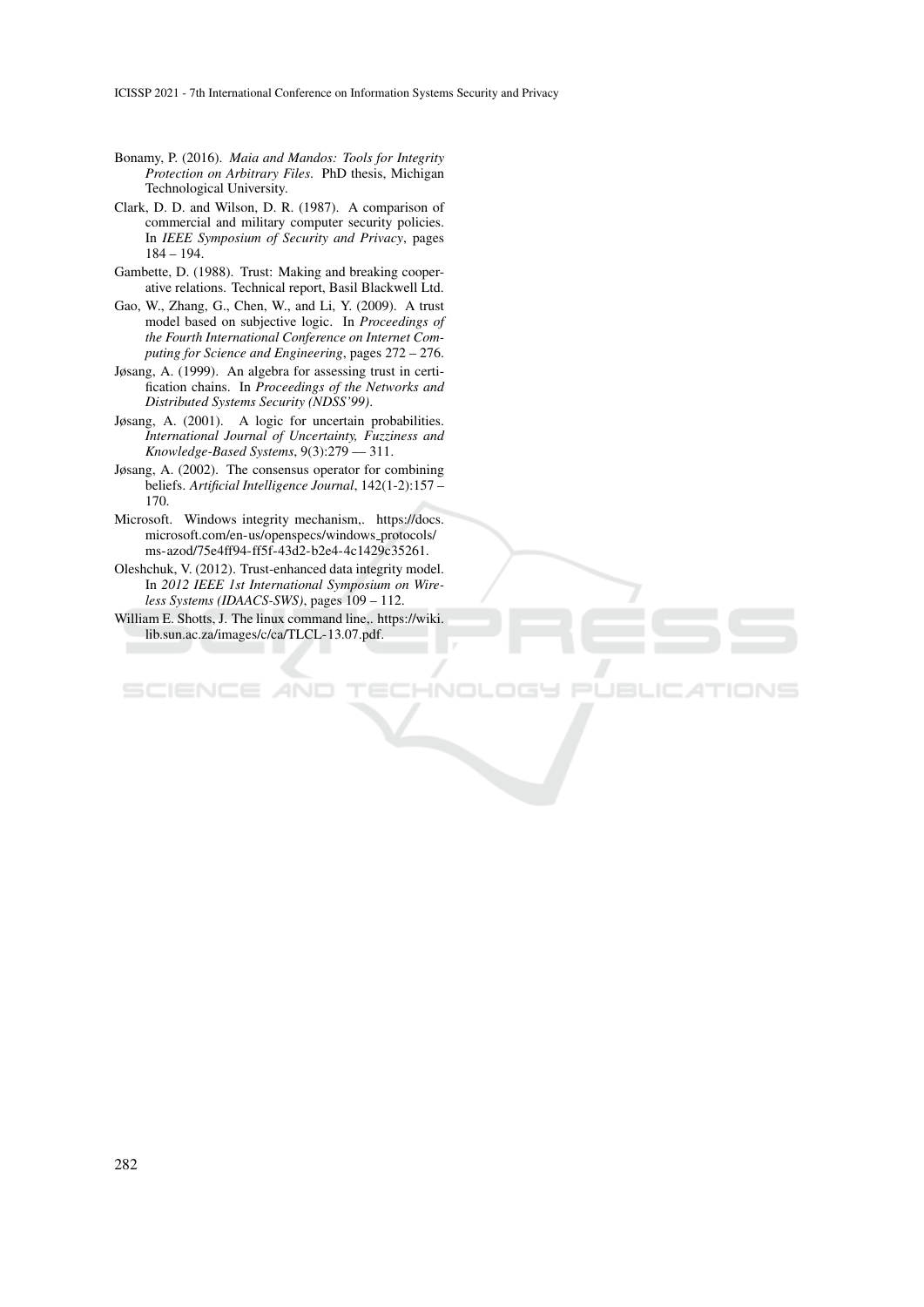Bonamy, P. (2016). *Maia and Mandos: Tools for Integrity Protection on Arbitrary Files*. PhD thesis, Michigan Technological University.

Clark, D. D. and Wilson, D. R. (1987). A comparison of commercial and military computer security policies. In *IEEE Symposium of Security and Privacy*, pages 184 – 194.

Gambette, D. (1988). Trust: Making and breaking cooperative relations. Technical report, Basil Blackwell Ltd.

Gao, W., Zhang, G., Chen, W., and Li, Y. (2009). A trust model based on subjective logic. In *Proceedings of the Fourth International Conference on Internet Computing for Science and Engineering*, pages 272 – 276.

Jøsang, A. (1999). An algebra for assessing trust in certification chains. In *Proceedings of the Networks and Distributed Systems Security (NDSS'99)*.

Jøsang, A. (2001). A logic for uncertain probabilities. *International Journal of Uncertainty, Fuzziness and Knowledge-Based Systems*, 9(3):279 — 311.

Jøsang, A. (2002). The consensus operator for combining beliefs. *Artificial Intelligence Journal*, 142(1-2):157 – 170.

Microsoft. Windows integrity mechanism,. https://docs.microsoft.com/en-us/openspecs/windows_protocols/ms-azod/75e4ff94-ff5f-43d2-b2e4-4c1429c35261.

Oleshchuk, V. (2012). Trust-enhanced data integrity model. In *2012 IEEE 1st International Symposium on Wireless Systems (IDAACS-SWS)*, pages 109 – 112.

William E. Shotts, J. The linux command line,. https://wiki.lib.sun.ac.za/images/c/ca/TLCL-13.07.pdf.